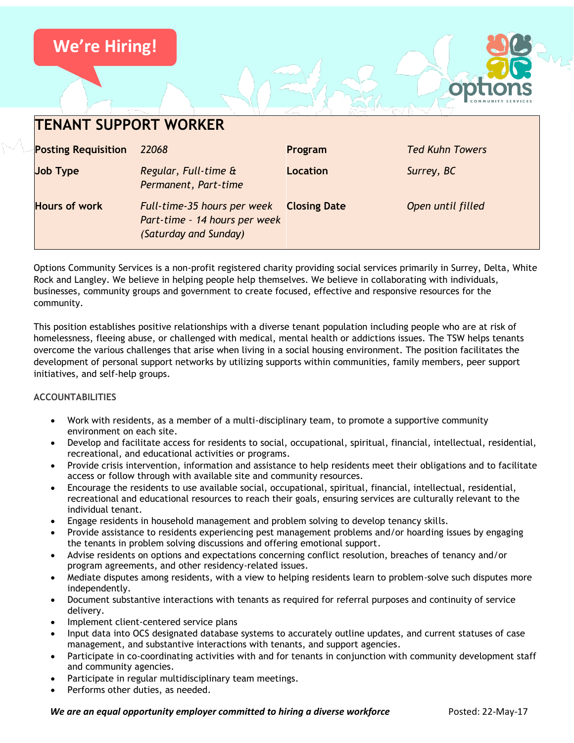We're Hiring!

# TENANT SUPPORT WORKER

| **Posting Requisition** | *22068* | **Program** | *Ted Kuhn Towers* |
|---|---|---|---|
| **Job Type** | *Regular, Full-time & Permanent, Part-time* | **Location** | *Surrey, BC* |
| **Hours of work** | *Full-time-35 hours per week Part-time – 14 hours per week (Saturday and Sunday)* | **Closing Date** | *Open until filled* |

Options Community Services is a non-profit registered charity providing social services primarily in Surrey, Delta, White Rock and Langley. We believe in helping people help themselves. We believe in collaborating with individuals, businesses, community groups and government to create focused, effective and responsive resources for the community.

This position establishes positive relationships with a diverse tenant population including people who are at risk of homelessness, fleeing abuse, or challenged with medical, mental health or addictions issues. The TSW helps tenants overcome the various challenges that arise when living in a social housing environment. The position facilitates the development of personal support networks by utilizing supports within communities, family members, peer support initiatives, and self-help groups.

## ACCOUNTABILITIES

- Work with residents, as a member of a multi-disciplinary team, to promote a supportive community environment on each site.
- Develop and facilitate access for residents to social, occupational, spiritual, financial, intellectual, residential, recreational, and educational activities or programs.
- Provide crisis intervention, information and assistance to help residents meet their obligations and to facilitate access or follow through with available site and community resources.
- Encourage the residents to use available social, occupational, spiritual, financial, intellectual, residential, recreational and educational resources to reach their goals, ensuring services are culturally relevant to the individual tenant.
- Engage residents in household management and problem solving to develop tenancy skills.
- Provide assistance to residents experiencing pest management problems and/or hoarding issues by engaging the tenants in problem solving discussions and offering emotional support.
- Advise residents on options and expectations concerning conflict resolution, breaches of tenancy and/or program agreements, and other residency-related issues.
- Mediate disputes among residents, with a view to helping residents learn to problem-solve such disputes more independently.
- Document substantive interactions with tenants as required for referral purposes and continuity of service delivery.
- Implement client-centered service plans
- Input data into OCS designated database systems to accurately outline updates, and current statuses of case management, and substantive interactions with tenants, and support agencies.
- Participate in co-coordinating activities with and for tenants in conjunction with community development staff and community agencies.
- Participate in regular multidisciplinary team meetings.
- Performs other duties, as needed.

***We are an equal opportunity employer committed to hiring a diverse workforce***

Posted: 22-May-17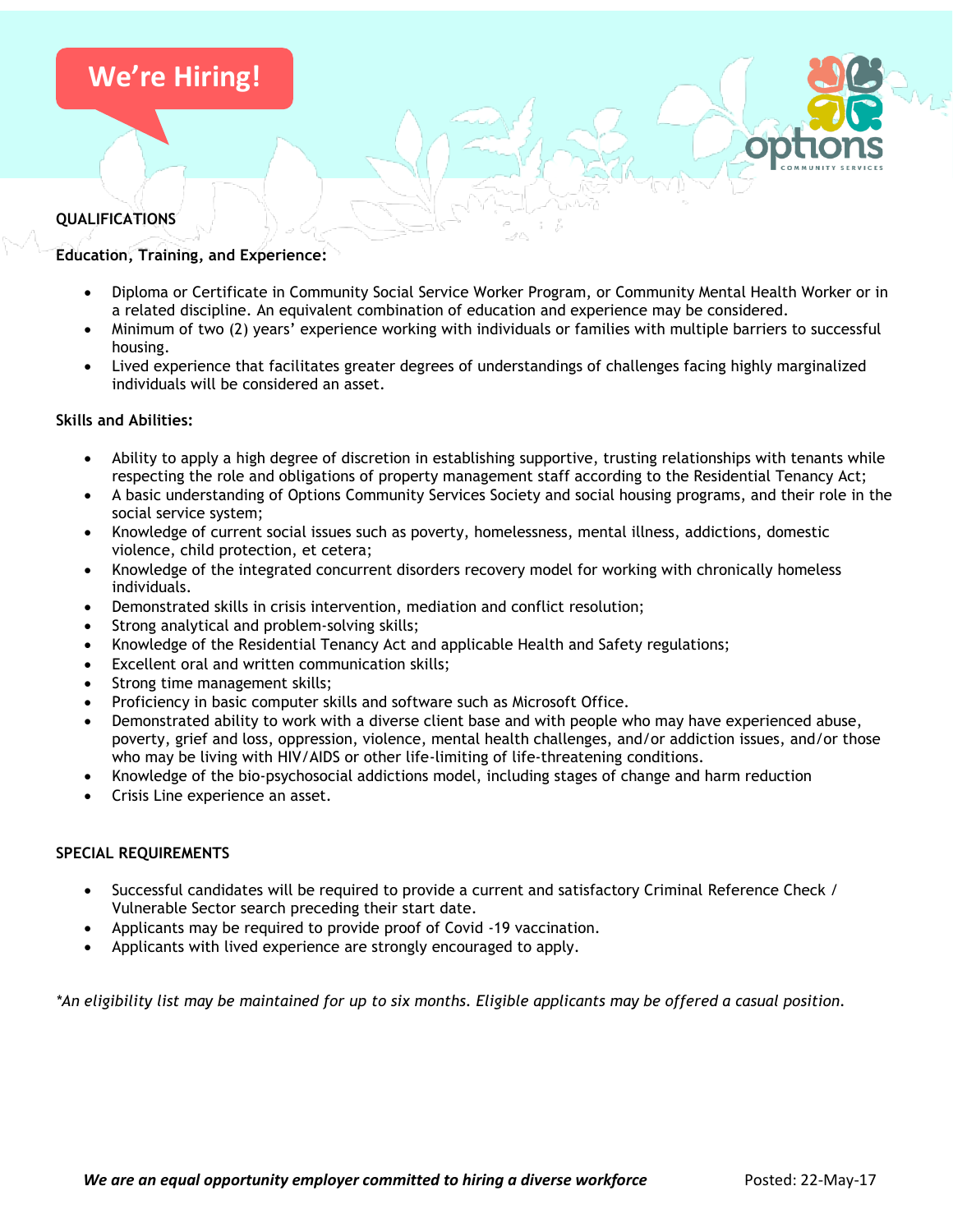We're Hiring!

## QUALIFICATIONS

**Education, Training, and Experience:**

- Diploma or Certificate in Community Social Service Worker Program, or Community Mental Health Worker or in a related discipline. An equivalent combination of education and experience may be considered.
- Minimum of two (2) years' experience working with individuals or families with multiple barriers to successful housing.
- Lived experience that facilitates greater degrees of understandings of challenges facing highly marginalized individuals will be considered an asset.

**Skills and Abilities:**

- Ability to apply a high degree of discretion in establishing supportive, trusting relationships with tenants while respecting the role and obligations of property management staff according to the Residential Tenancy Act;
- A basic understanding of Options Community Services Society and social housing programs, and their role in the social service system;
- Knowledge of current social issues such as poverty, homelessness, mental illness, addictions, domestic violence, child protection, et cetera;
- Knowledge of the integrated concurrent disorders recovery model for working with chronically homeless individuals.
- Demonstrated skills in crisis intervention, mediation and conflict resolution;
- Strong analytical and problem-solving skills;
- Knowledge of the Residential Tenancy Act and applicable Health and Safety regulations;
- Excellent oral and written communication skills;
- Strong time management skills;
- Proficiency in basic computer skills and software such as Microsoft Office.
- Demonstrated ability to work with a diverse client base and with people who may have experienced abuse, poverty, grief and loss, oppression, violence, mental health challenges, and/or addiction issues, and/or those who may be living with HIV/AIDS or other life-limiting of life-threatening conditions.
- Knowledge of the bio-psychosocial addictions model, including stages of change and harm reduction
- Crisis Line experience an asset.

## SPECIAL REQUIREMENTS

- Successful candidates will be required to provide a current and satisfactory Criminal Reference Check / Vulnerable Sector search preceding their start date.
- Applicants may be required to provide proof of Covid -19 vaccination.
- Applicants with lived experience are strongly encouraged to apply.

*\*An eligibility list may be maintained for up to six months. Eligible applicants may be offered a casual position.*

***We are an equal opportunity employer committed to hiring a diverse workforce***

Posted: 22-May-17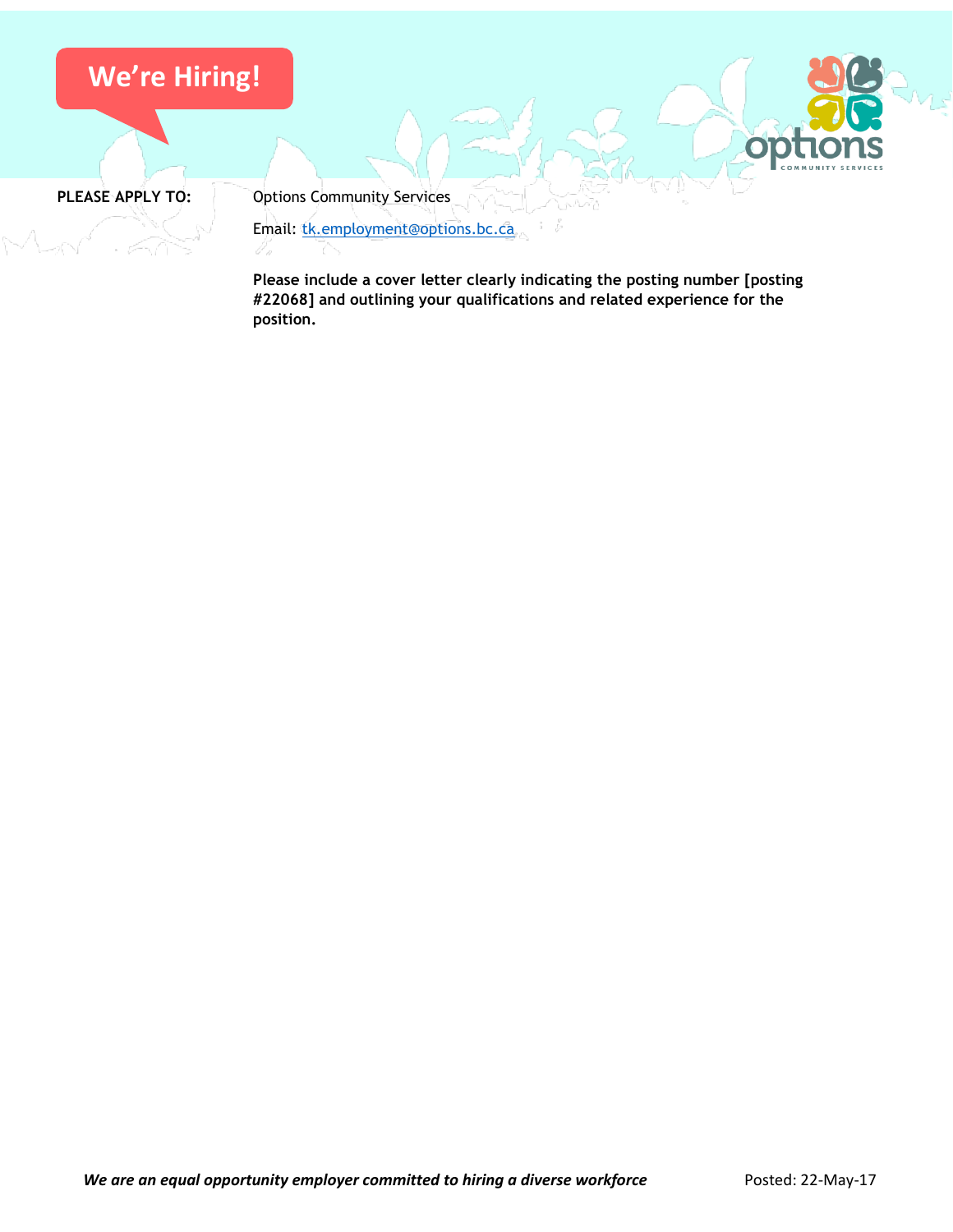**We're Hiring!**

**PLEASE APPLY TO:** Options Community Services

Email: tk.employment@options.bc.ca

**Please include a cover letter clearly indicating the posting number [posting #22068] and outlining your qualifications and related experience for the position.**

***We are an equal opportunity employer committed to hiring a diverse workforce***

Posted: 22-May-17